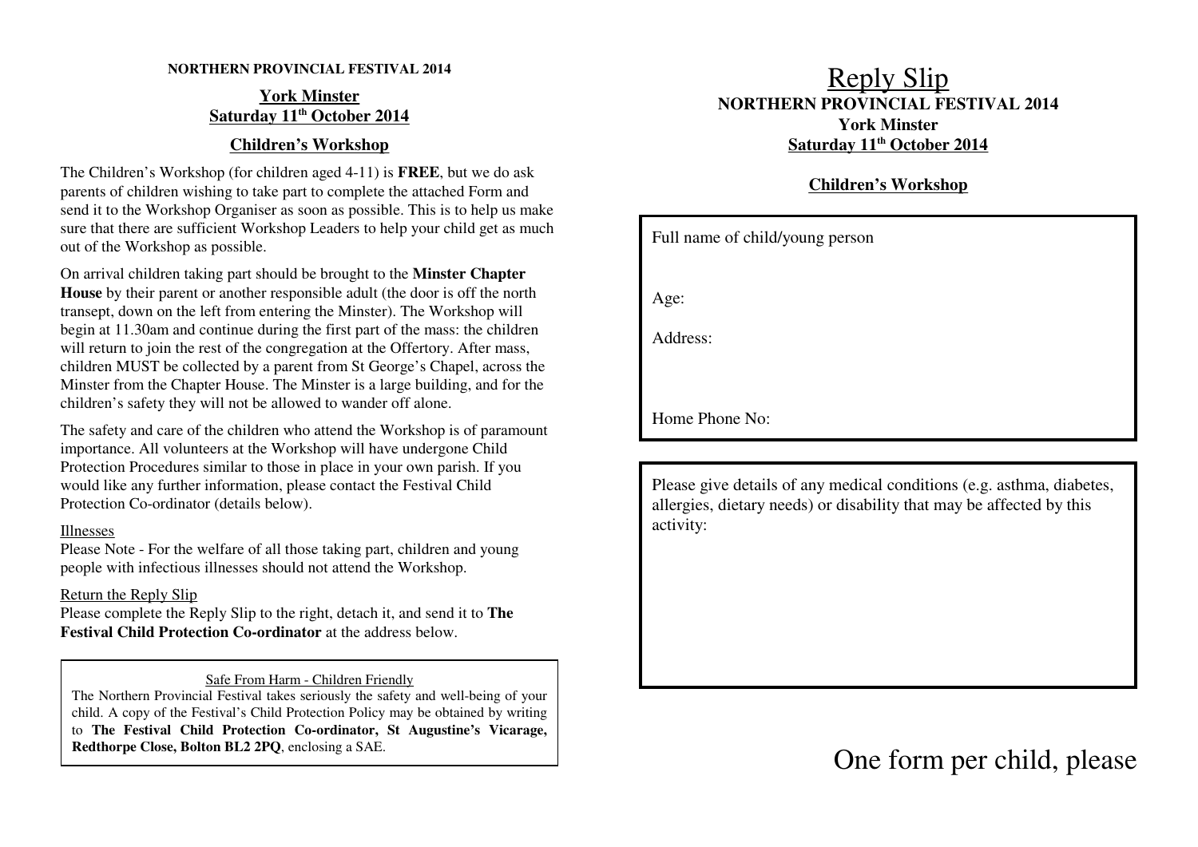**NORTHERN PROVINCIAL FESTIVAL 2014**

**York Minster**
**Saturday 11th October 2014**

## Children's Workshop

The Children's Workshop (for children aged 4-11) is **FREE**, but we do ask parents of children wishing to take part to complete the attached Form and send it to the Workshop Organiser as soon as possible. This is to help us make sure that there are sufficient Workshop Leaders to help your child get as much out of the Workshop as possible.

On arrival children taking part should be brought to the **Minster Chapter House** by their parent or another responsible adult (the door is off the north transept, down on the left from entering the Minster). The Workshop will begin at 11.30am and continue during the first part of the mass: the children will return to join the rest of the congregation at the Offertory. After mass, children MUST be collected by a parent from St George's Chapel, across the Minster from the Chapter House. The Minster is a large building, and for the children's safety they will not be allowed to wander off alone.

The safety and care of the children who attend the Workshop is of paramount importance. All volunteers at the Workshop will have undergone Child Protection Procedures similar to those in place in your own parish. If you would like any further information, please contact the Festival Child Protection Co-ordinator (details below).

Illnesses
Please Note - For the welfare of all those taking part, children and young people with infectious illnesses should not attend the Workshop.

Return the Reply Slip
Please complete the Reply Slip to the right, detach it, and send it to **The Festival Child Protection Co-ordinator** at the address below.

Safe From Harm - Children Friendly
The Northern Provincial Festival takes seriously the safety and well-being of your child. A copy of the Festival's Child Protection Policy may be obtained by writing to **The Festival Child Protection Co-ordinator, St Augustine's Vicarage, Redthorpe Close, Bolton BL2 2PQ**, enclosing a SAE.

# Reply Slip

**NORTHERN PROVINCIAL FESTIVAL 2014**
**York Minster**
**Saturday 11th October 2014**

## Children's Workshop

Full name of child/young person

Age:

Address:

Home Phone No:

Please give details of any medical conditions (e.g. asthma, diabetes, allergies, dietary needs) or disability that may be affected by this activity:

One form per child, please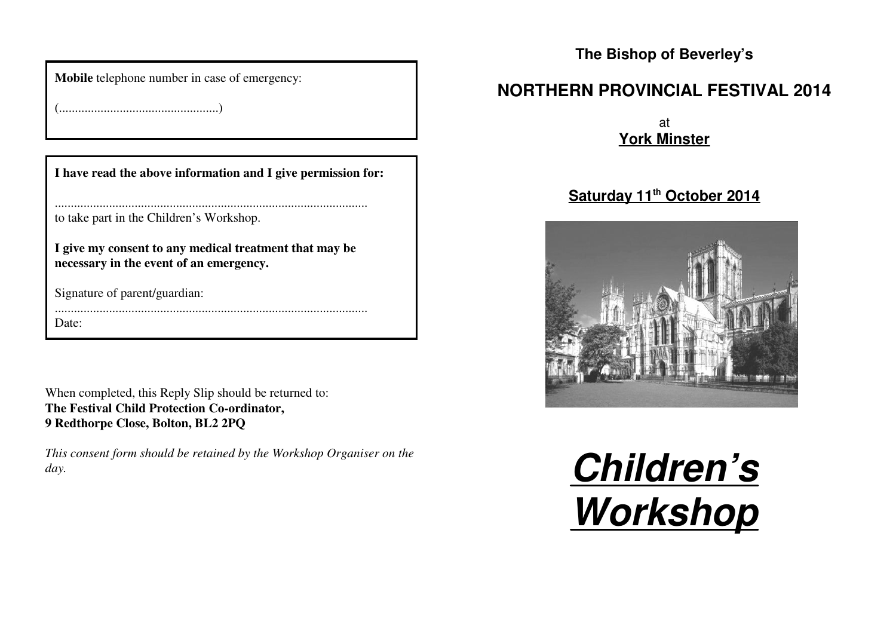**Mobile** telephone number in case of emergency:

(..................................................)

**I have read the above information and I give permission for:**

.................................................................................................
to take part in the Children's Workshop.

**I give my consent to any medical treatment that may be necessary in the event of an emergency.**

Signature of parent/guardian:

.................................................................................................
Date:

When completed, this Reply Slip should be returned to:
**The Festival Child Protection Co-ordinator,**
**9 Redthorpe Close, Bolton, BL2 2PQ**

*This consent form should be retained by the Workshop Organiser on the day.*

**The Bishop of Beverley's**

## NORTHERN PROVINCIAL FESTIVAL 2014

at
**York Minster**

**Saturday 11th October 2014**

# ***Children's Workshop***